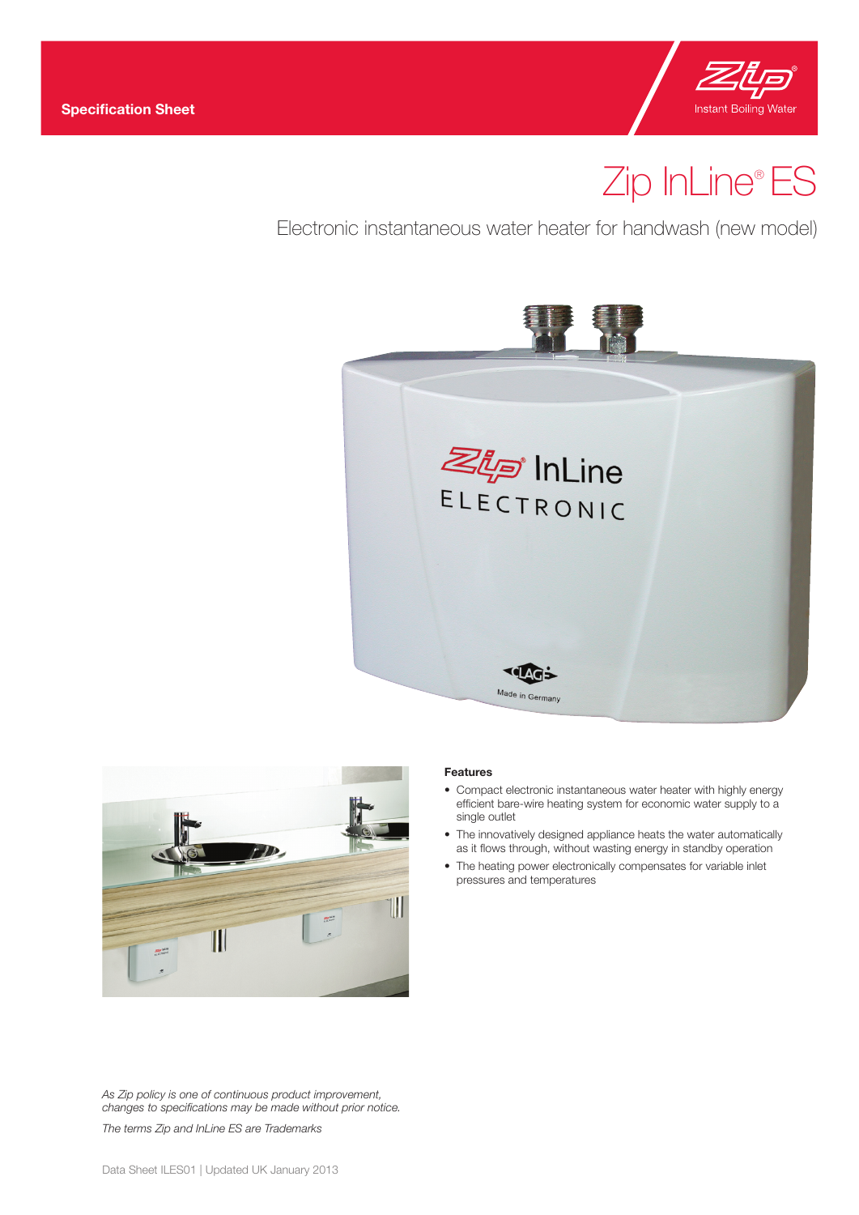Specification Sheet

Zip® Instant Boiling Water

# Zip InLine® ES

## Electronic instantaneous water heater for handwash (new model)

### Features

- Compact electronic instantaneous water heater with highly energy efficient bare-wire heating system for economic water supply to a single outlet
- The innovatively designed appliance heats the water automatically as it flows through, without wasting energy in standby operation
- The heating power electronically compensates for variable inlet pressures and temperatures

*As Zip policy is one of continuous product improvement, changes to specifications may be made without prior notice.*

*The terms Zip and InLine ES are Trademarks*

Data Sheet ILES01 | Updated UK January 2013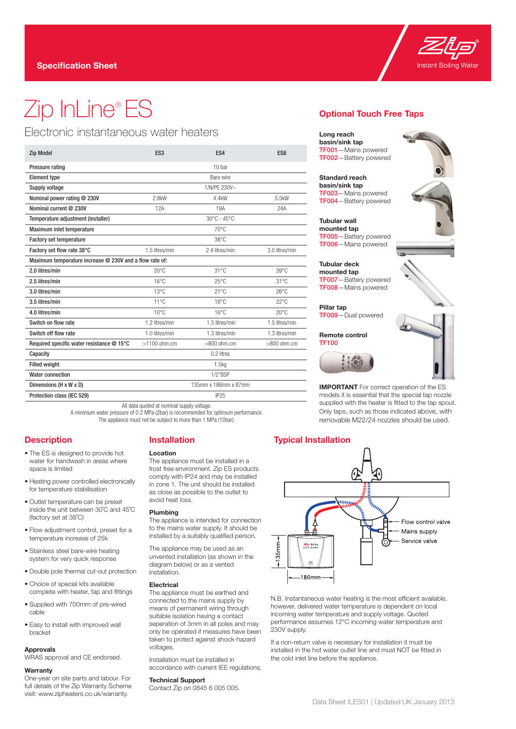Specification Sheet

Instant Boiling Water

# Zip InLine® ES

## Electronic instantaneous water heaters

| Zip Model | ES3 | ES4 | ES6 |
|---|---|---|---|
| Pressure rating | | 10 bar | |
| Element type | | Bare wire | |
| Supply voltage | | 1/N/PE 230V~ | |
| Nominal power rating @ 230V | 2.8kW | 4.4kW | 5.5kW |
| Nominal current @ 230V | 12A | 19A | 24A |
| Temperature adjustment (installer) | | 30°C - 45°C | |
| Maximum inlet temperature | | 70°C | |
| Factory set temperature | | 38°C | |
| Factory set flow rate 38°C | 1.5 litres/min | 2.4 litres/min | 3.0 litres/min |
| Maximum temperature increase @ 230V and a flow rate of: | | | |
| 2.0 litres/min | 20°C | 31°C | 39°C |
| 2.5 litres/min | 16°C | 25°C | 31°C |
| 3.0 litres/min | 13°C | 21°C | 26°C |
| 3.5 litres/min | 11°C | 18°C | 22°C |
| 4.0 litres/min | 10°C | 16°C | 20°C |
| Switch on flow rate | 1.2 litres/min | 1.5 litres/min | 1.5 litres/min |
| Switch off flow rate | 1.0 litres/min | 1.3 litres/min | 1.3 litres/min |
| Required specific water resistance @ 15°C | >1100 ohm.cm | >800 ohm.cm | >800 ohm.cm |
| Capacity | | 0.2 litres | |
| Filled weight | | 1.5kg | |
| Water connection | | 1/2"BSP | |
| Dimensions (H x W x D) | | 135mm x 186mm x 87mm | |
| Protection class (IEC 529) | | IP25 | |

All data quoted at nominal supply voltage.
A minimum water pressure of 0.2 MPa (2bar) is recommended for optimum performance.
The appliance must not be subject to more than 1 MPa (10bar).

## Optional Touch Free Taps

**Long reach basin/sink tap**
TF001 — Mains powered
TF002 — Battery powered

**Standard reach basin/sink tap**
TF003 — Mains powered
TF004 — Battery powered

**Tubular wall mounted tap**
TF005 — Battery powered
TF006 — Mains powered

**Tubular deck mounted tap**
TF007 — Battery powered
TF008 — Mains powered

**Pillar tap**
TF009 — Dual powered

**Remote control**
TF100

**IMPORTANT** For correct operation of the ES models it is essential that the special tap nozzle supplied with the heater is fitted to the tap spout. Only taps, such as those indicated above, with removable M22/24 nozzles should be used.

## Description

- The ES is designed to provide hot water for handwash in areas where space is limited
- Heating power controlled electronically for temperature stabilisation
- Outlet temperature can be preset inside the unit between 30˚C and 45˚C (factory set at 38˚C)
- Flow adjustment control, preset for a temperature increase of 25k
- Stainless steel bare-wire heating system for very quick response
- Double pole thermal cut-out protection
- Choice of special kits available complete with heater, tap and fittings
- Supplied with 700mm of pre-wired cable
- Easy to install with improved wall bracket

**Approvals**
WRAS approval and CE endorsed.

**Warranty**
One-year on site parts and labour. For full details of the Zip Warranty Scheme visit: www.zipheaters.co.uk/warranty.

## Installation

**Location**
The appliance must be installed in a frost free environment. Zip ES products comply with IP24 and may be installed in zone 1. The unit should be installed as close as possible to the outlet to avoid heat loss.

**Plumbing**
The appliance is intended for connection to the mains water supply. It should be installed by a suitably qualified person.

The appliance may be used as an unvented installation (as shown in the diagram below) or as a vented installation.

**Electrical**
The appliance must be earthed and connected to the mains supply by means of permanent wiring through suitable isolation having a contact seperation of 3mm in all poles and may only be operated if measures have been taken to protect against shock-hazard voltages.

Installation must be installed in accordance with current IEE regulations.

**Technical Support**
Contact Zip on 0845 6 005 005.

## Typical Installation

Flow control valve
Mains supply
Service valve
135mm
186mm

N.B. Instantaneous water heating is the most efficient available, however, delivered water temperature is dependent on local incoming water temperature and supply voltage. Quoted performance assumes 12°C incoming water temperature and 230V supply.

If a non-return valve is necessary for installation it must be installed in the hot water outlet line and must NOT be fitted in the cold inlet line before the appliance.

Data Sheet ILES01 | Updated UK January 2013